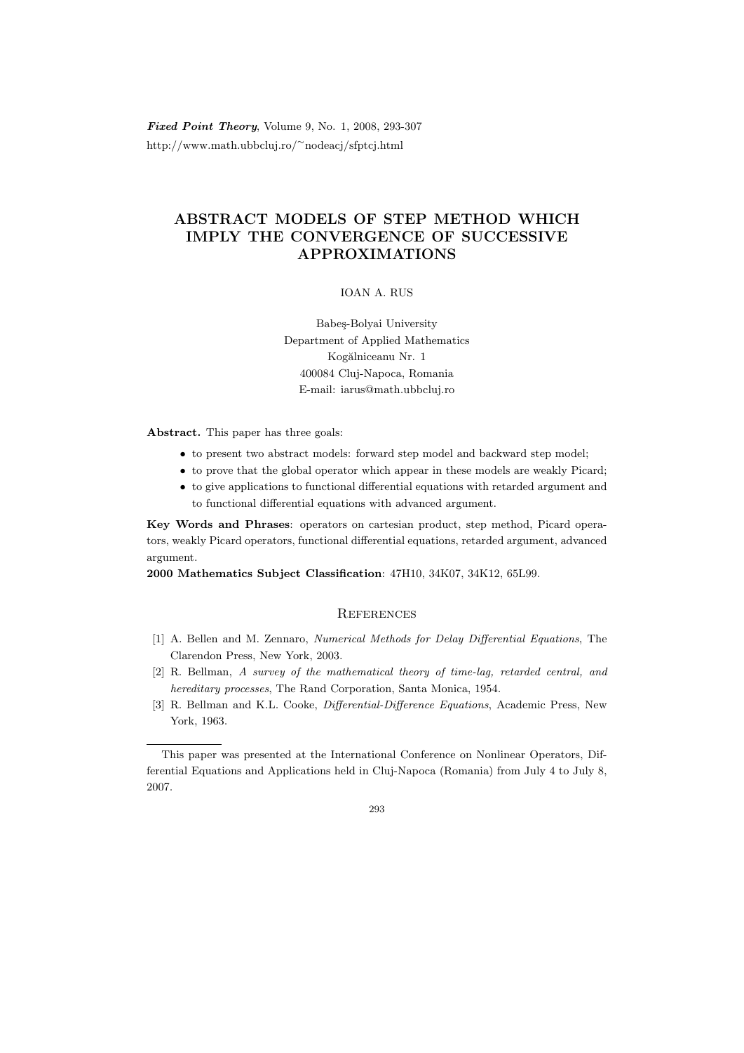# ABSTRACT MODELS OF STEP METHOD WHICH IMPLY THE CONVERGENCE OF SUCCESSIVE APPROXIMATIONS

IOAN A. RUS

Babeş-Bolyai University
Department of Applied Mathematics
Kogălniceanu Nr. 1
400084 Cluj-Napoca, Romania
E-mail: iarus@math.ubbcluj.ro

**Abstract.** This paper has three goals:

- to present two abstract models: forward step model and backward step model;
- to prove that the global operator which appear in these models are weakly Picard;
- to give applications to functional differential equations with retarded argument and to functional differential equations with advanced argument.

**Key Words and Phrases**: operators on cartesian product, step method, Picard operators, weakly Picard operators, functional differential equations, retarded argument, advanced argument.

**2000 Mathematics Subject Classification**: 47H10, 34K07, 34K12, 65L99.

## References

[1] A. Bellen and M. Zennaro, *Numerical Methods for Delay Differential Equations*, The Clarendon Press, New York, 2003.

[2] R. Bellman, *A survey of the mathematical theory of time-lag, retarded central, and hereditary processes*, The Rand Corporation, Santa Monica, 1954.

[3] R. Bellman and K.L. Cooke, *Differential-Difference Equations*, Academic Press, New York, 1963.

---

This paper was presented at the International Conference on Nonlinear Operators, Differential Equations and Applications held in Cluj-Napoca (Romania) from July 4 to July 8, 2007.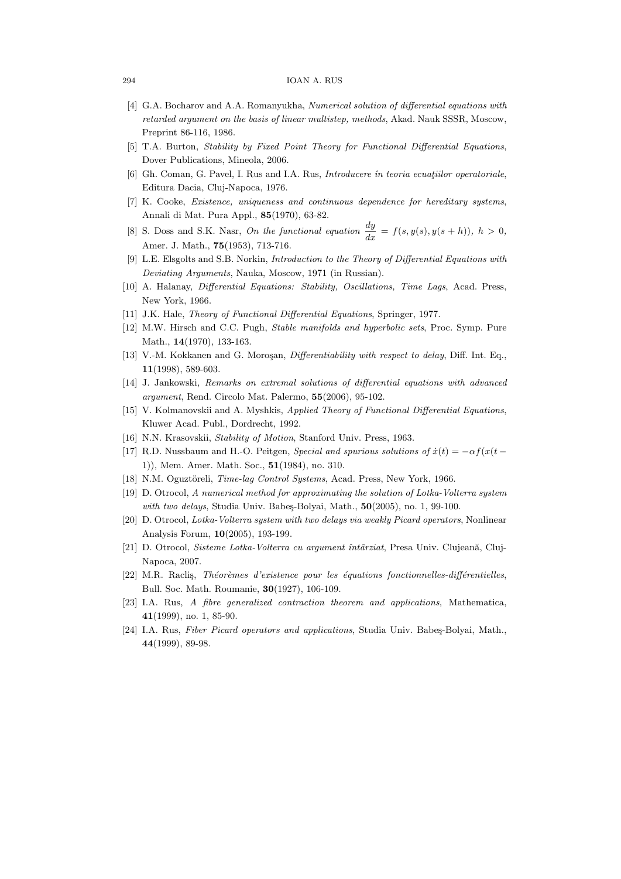[4] G.A. Bocharov and A.A. Romanyukha, *Numerical solution of differential equations with retarded argument on the basis of linear multistep, methods*, Akad. Nauk SSSR, Moscow, Preprint 86-116, 1986.

[5] T.A. Burton, *Stability by Fixed Point Theory for Functional Differential Equations*, Dover Publications, Mineola, 2006.

[6] Gh. Coman, G. Pavel, I. Rus and I.A. Rus, *Introducere în teoria ecuaţiilor operatoriale*, Editura Dacia, Cluj-Napoca, 1976.

[7] K. Cooke, *Existence, uniqueness and continuous dependence for hereditary systems*, Annali di Mat. Pura Appl., **85**(1970), 63-82.

[8] S. Doss and S.K. Nasr, *On the functional equation* $\frac{dy}{dx} = f(s, y(s), y(s+h))$, $h > 0$, Amer. J. Math., **75**(1953), 713-716.

[9] L.E. Elsgolts and S.B. Norkin, *Introduction to the Theory of Differential Equations with Deviating Arguments*, Nauka, Moscow, 1971 (in Russian).

[10] A. Halanay, *Differential Equations: Stability, Oscillations, Time Lags*, Acad. Press, New York, 1966.

[11] J.K. Hale, *Theory of Functional Differential Equations*, Springer, 1977.

[12] M.W. Hirsch and C.C. Pugh, *Stable manifolds and hyperbolic sets*, Proc. Symp. Pure Math., **14**(1970), 133-163.

[13] V.-M. Kokkanen and G. Moroşan, *Differentiability with respect to delay*, Diff. Int. Eq., **11**(1998), 589-603.

[14] J. Jankowski, *Remarks on extremal solutions of differential equations with advanced argument*, Rend. Circolo Mat. Palermo, **55**(2006), 95-102.

[15] V. Kolmanovskii and A. Myshkis, *Applied Theory of Functional Differential Equations*, Kluwer Acad. Publ., Dordrecht, 1992.

[16] N.N. Krasovskii, *Stability of Motion*, Stanford Univ. Press, 1963.

[17] R.D. Nussbaum and H.-O. Peitgen, *Special and spurious solutions of* $\dot{x}(t) = -\alpha f(x(t-1))$, Mem. Amer. Math. Soc., **51**(1984), no. 310.

[18] N.M. Oguztöreli, *Time-lag Control Systems*, Acad. Press, New York, 1966.

[19] D. Otrocol, *A numerical method for approximating the solution of Lotka-Volterra system with two delays*, Studia Univ. Babeş-Bolyai, Math., **50**(2005), no. 1, 99-100.

[20] D. Otrocol, *Lotka-Volterra system with two delays via weakly Picard operators*, Nonlinear Analysis Forum, **10**(2005), 193-199.

[21] D. Otrocol, *Sisteme Lotka-Volterra cu argument întârziat*, Presa Univ. Clujeană, Cluj-Napoca, 2007.

[22] M.R. Racliş, *Théorèmes d'existence pour les équations fonctionnelles-différentielles*, Bull. Soc. Math. Roumanie, **30**(1927), 106-109.

[23] I.A. Rus, *A fibre generalized contraction theorem and applications*, Mathematica, **41**(1999), no. 1, 85-90.

[24] I.A. Rus, *Fiber Picard operators and applications*, Studia Univ. Babeş-Bolyai, Math., **44**(1999), 89-98.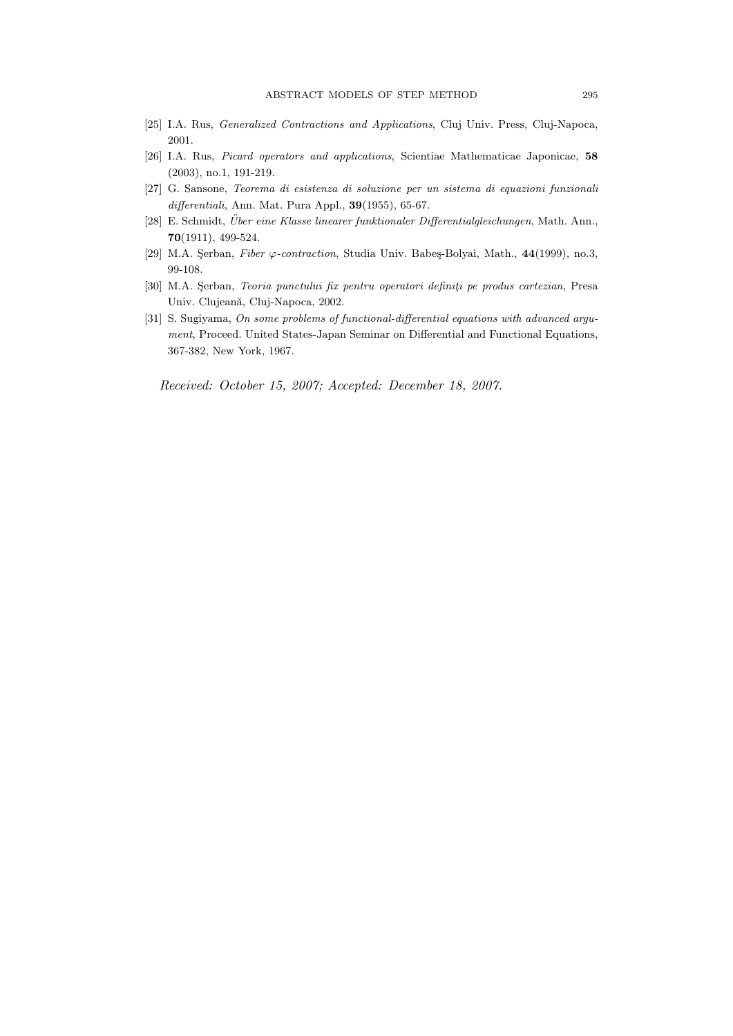[25] I.A. Rus, *Generalized Contractions and Applications*, Cluj Univ. Press, Cluj-Napoca, 2001.

[26] I.A. Rus, *Picard operators and applications*, Scientiae Mathematicae Japonicae, **58** (2003), no.1, 191-219.

[27] G. Sansone, *Teorema di esistenza di soluzione per un sistema di equazioni funzionali differentiali*, Ann. Mat. Pura Appl., **39**(1955), 65-67.

[28] E. Schmidt, *Über eine Klasse linearer funktionaler Differentialgleichungen*, Math. Ann., **70**(1911), 499-524.

[29] M.A. Şerban, *Fiber $\varphi$-contraction*, Studia Univ. Babeş-Bolyai, Math., **44**(1999), no.3, 99-108.

[30] M.A. Şerban, *Teoria punctului fix pentru operatori definiţi pe produs cartezian*, Presa Univ. Clujeană, Cluj-Napoca, 2002.

[31] S. Sugiyama, *On some problems of functional-differential equations with advanced argument*, Proceed. United States-Japan Seminar on Differential and Functional Equations, 367-382, New York, 1967.

*Received: October 15, 2007; Accepted: December 18, 2007.*